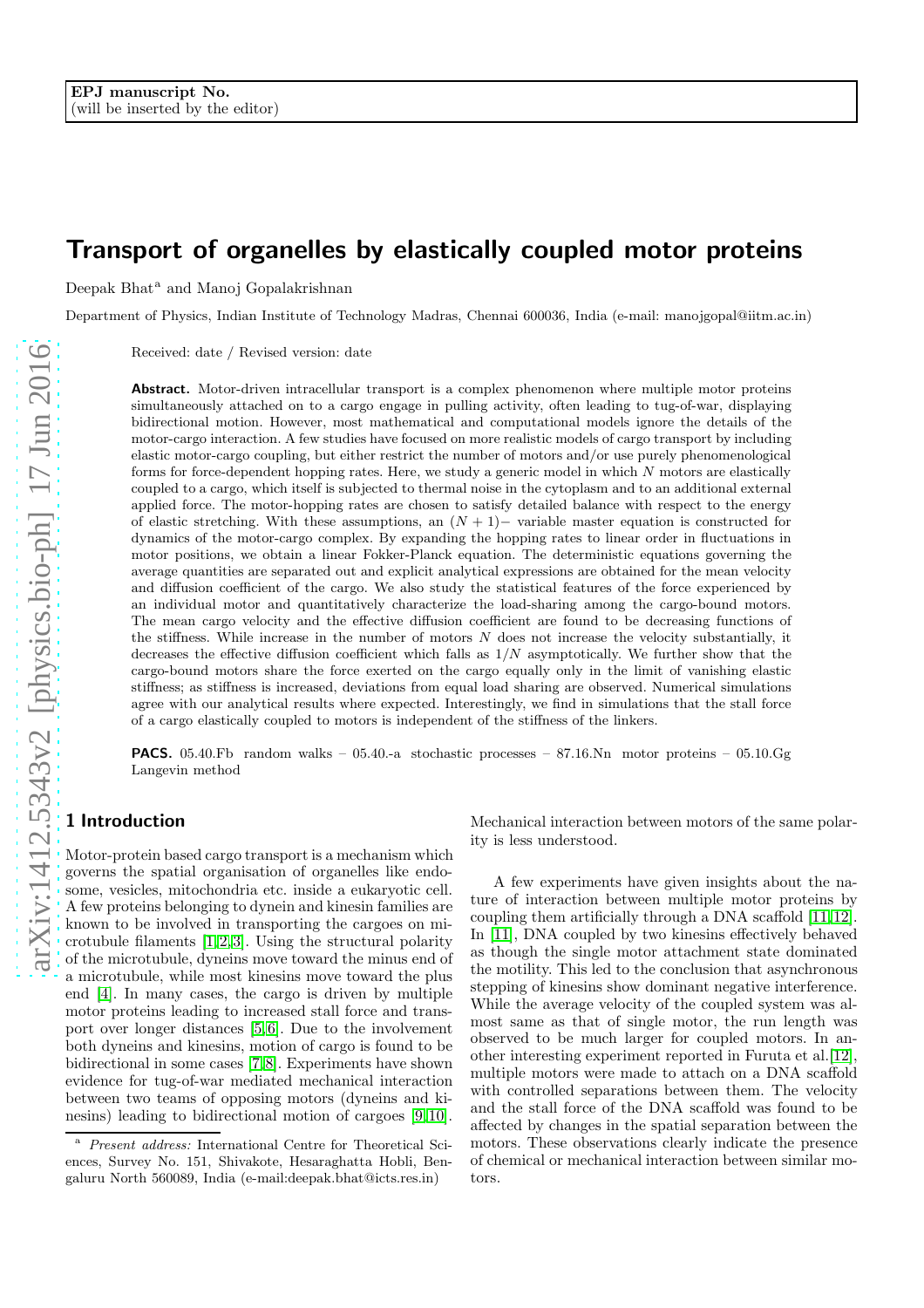EPJ manuscript No.
(will be inserted by the editor)

# Transport of organelles by elastically coupled motor proteins

Deepak Bhat[a] and Manoj Gopalakrishnan

Department of Physics, Indian Institute of Technology Madras, Chennai 600036, India (e-mail: manojgopal@iitm.ac.in)

Received: date / Revised version: date

**Abstract.** Motor-driven intracellular transport is a complex phenomenon where multiple motor proteins simultaneously attached on to a cargo engage in pulling activity, often leading to tug-of-war, displaying bidirectional motion. However, most mathematical and computational models ignore the details of the motor-cargo interaction. A few studies have focused on more realistic models of cargo transport by including elastic motor-cargo coupling, but either restrict the number of motors and/or use purely phenomenological forms for force-dependent hopping rates. Here, we study a generic model in which $N$ motors are elastically coupled to a cargo, which itself is subjected to thermal noise in the cytoplasm and to an additional external applied force. The motor-hopping rates are chosen to satisfy detailed balance with respect to the energy of elastic stretching. With these assumptions, an $(N+1)-$ variable master equation is constructed for dynamics of the motor-cargo complex. By expanding the hopping rates to linear order in fluctuations in motor positions, we obtain a linear Fokker-Planck equation. The deterministic equations governing the average quantities are separated out and explicit analytical expressions are obtained for the mean velocity and diffusion coefficient of the cargo. We also study the statistical features of the force experienced by an individual motor and quantitatively characterize the load-sharing among the cargo-bound motors. The mean cargo velocity and the effective diffusion coefficient are found to be decreasing functions of the stiffness. While increase in the number of motors $N$ does not increase the velocity substantially, it decreases the effective diffusion coefficient which falls as $1/N$ asymptotically. We further show that the cargo-bound motors share the force exerted on the cargo equally only in the limit of vanishing elastic stiffness; as stiffness is increased, deviations from equal load sharing are observed. Numerical simulations agree with our analytical results where expected. Interestingly, we find in simulations that the stall force of a cargo elastically coupled to motors is independent of the stiffness of the linkers.

**PACS.** 05.40.Fb random walks – 05.40.-a stochastic processes – 87.16.Nn motor proteins – 05.10.Gg Langevin method

## 1 Introduction

Motor-protein based cargo transport is a mechanism which governs the spatial organisation of organelles like endosome, vesicles, mitochondria etc. inside a eukaryotic cell. A few proteins belonging to dynein and kinesin families are known to be involved in transporting the cargoes on microtubule filaments [1,2,3]. Using the structural polarity of the microtubule, dyneins move toward the minus end of a microtubule, while most kinesins move toward the plus end [4]. In many cases, the cargo is driven by multiple motor proteins leading to increased stall force and transport over longer distances [5,6]. Due to the involvement both dyneins and kinesins, motion of cargo is found to be bidirectional in some cases [7,8]. Experiments have shown evidence for tug-of-war mediated mechanical interaction between two teams of opposing motors (dyneins and kinesins) leading to bidirectional motion of cargoes [9,10]. Mechanical interaction between motors of the same polarity is less understood.

A few experiments have given insights about the nature of interaction between multiple motor proteins by coupling them artificially through a DNA scaffold [11,12]. In [11], DNA coupled by two kinesins effectively behaved as though the single motor attachment state dominated the motility. This led to the conclusion that asynchronous stepping of kinesins show dominant negative interference. While the average velocity of the coupled system was almost same as that of single motor, the run length was observed to be much larger for coupled motors. In another interesting experiment reported in Furuta et al.[12], multiple motors were made to attach on a DNA scaffold with controlled separations between them. The velocity and the stall force of the DNA scaffold was found to be affected by changes in the spatial separation between the motors. These observations clearly indicate the presence of chemical or mechanical interaction between similar motors.

[a] *Present address:* International Centre for Theoretical Sciences, Survey No. 151, Shivakote, Hesaraghatta Hobli, Bengaluru North 560089, India (e-mail:deepak.bhat@icts.res.in)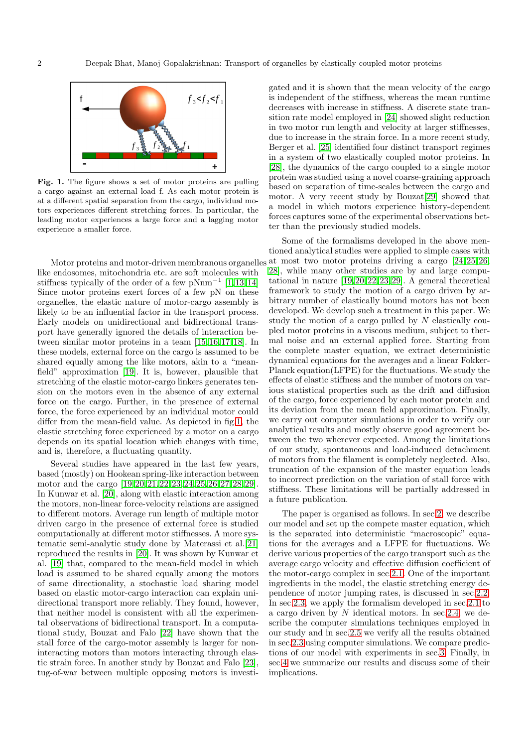**Fig. 1.** The figure shows a set of motor proteins are pulling a cargo against an external load f. As each motor protein is at a different spatial separation from the cargo, individual motors experiences different stretching forces. In particular, the leading motor experiences a large force and a lagging motor experience a smaller force.

Motor proteins and motor-driven membranous organelles like endosomes, mitochondria etc. are soft molecules with stiffness typically of the order of a few pNnm$^{-1}$ [1,13,14]. Since motor proteins exert forces of a few pN on these organelles, the elastic nature of motor-cargo assembly is likely to be an influential factor in the transport process. Early models on unidirectional and bidirectional transport have generally ignored the details of interaction between similar motor proteins in a team [15,16,17,18]. In these models, external force on the cargo is assumed to be shared equally among the like motors, akin to a "mean-field" approximation [19]. It is, however, plausible that stretching of the elastic motor-cargo linkers generates tension on the motors even in the absence of any external force on the cargo. Further, in the presence of external force, the force experienced by an individual motor could differ from the mean-field value. As depicted in fig.1, the elastic stretching force experienced by a motor on a cargo depends on its spatial location which changes with time, and is, therefore, a fluctuating quantity.

Several studies have appeared in the last few years, based (mostly) on Hookean spring-like interaction between motor and the cargo [19,20,21,22,23,24,25,26,27,28,29]. In Kunwar et al. [20], along with elastic interaction among the motors, non-linear force-velocity relations are assigned to different motors. Average run length of multiple motor driven cargo in the presence of external force is studied computationally at different motor stiffnesses. A more systematic semi-analytic study done by Materassi et al.[21] reproduced the results in [20]. It was shown by Kunwar et al. [19] that, compared to the mean-field model in which load is assumed to be shared equally among the motors of same directionality, a stochastic load sharing model based on elastic motor-cargo interaction can explain unidirectional transport more reliably. They found, however, that neither model is consistent with all the experimental observations of bidirectional transport. In a computational study, Bouzat and Falo [22] have shown that the stall force of the cargo-motor assembly is larger for non-interacting motors than motors interacting through elastic strain force. In another study by Bouzat and Falo [23], tug-of-war between multiple opposing motors is investigated and it is shown that the mean velocity of the cargo is independent of the stiffness, whereas the mean runtime decreases with increase in stiffness. A discrete state transition rate model employed in [24] showed slight reduction in two motor run length and velocity at larger stiffnesses, due to increase in the strain force. In a more recent study, Berger et al. [25] identified four distinct transport regimes in a system of two elastically coupled motor proteins. In [28], the dynamics of the cargo coupled to a single motor protein was studied using a novel coarse-graining approach based on separation of time-scales between the cargo and motor. A very recent study by Bouzat[29] showed that a model in which motors experience history-dependent forces captures some of the experimental observations better than the previously studied models.

Some of the formalisms developed in the above mentioned analytical studies were applied to simple cases with at most two motor proteins driving a cargo [24,25,26,28], while many other studies are by and large computational in nature [19,20,22,23,29]. A general theoretical framework to study the motion of a cargo driven by arbitrary number of elastically bound motors has not been developed. We develop such a treatment in this paper. We study the motion of a cargo pulled by $N$ elastically coupled motor proteins in a viscous medium, subject to thermal noise and an external applied force. Starting from the complete master equation, we extract deterministic dynamical equations for the averages and a linear Fokker-Planck equation(LFPE) for the fluctuations. We study the effects of elastic stiffness and the number of motors on various statistical properties such as the drift and diffusion of the cargo, force experienced by each motor protein and its deviation from the mean field approximation. Finally, we carry out computer simulations in order to verify our analytical results and mostly observe good agreement between the two wherever expected. Among the limitations of our study, spontaneous and load-induced detachment of motors from the filament is completely neglected. Also, truncation of the expansion of the master equation leads to incorrect prediction on the variation of stall force with stiffness. These limitations will be partially addressed in a future publication.

The paper is organised as follows. In sec.2, we describe our model and set up the compete master equation, which is the separated into deterministic "macroscopic" equations for the averages and a LFPE for fluctuations. We derive various properties of the cargo transport such as the average cargo velocity and effective diffusion coefficient of the motor-cargo complex in sec.2.1. One of the important ingredients in the model, the elastic stretching energy dependence of motor jumping rates, is discussed in sec.2.2. In sec.2.3, we apply the formalism developed in sec.2.1 to a cargo driven by $N$ identical motors. In sec.2.4, we describe the computer simulations techniques employed in our study and in sec.2.5 we verify all the results obtained in sec.2.3 using computer simulations. We compare predictions of our model with experiments in sec.3. Finally, in sec.4 we summarize our results and discuss some of their implications.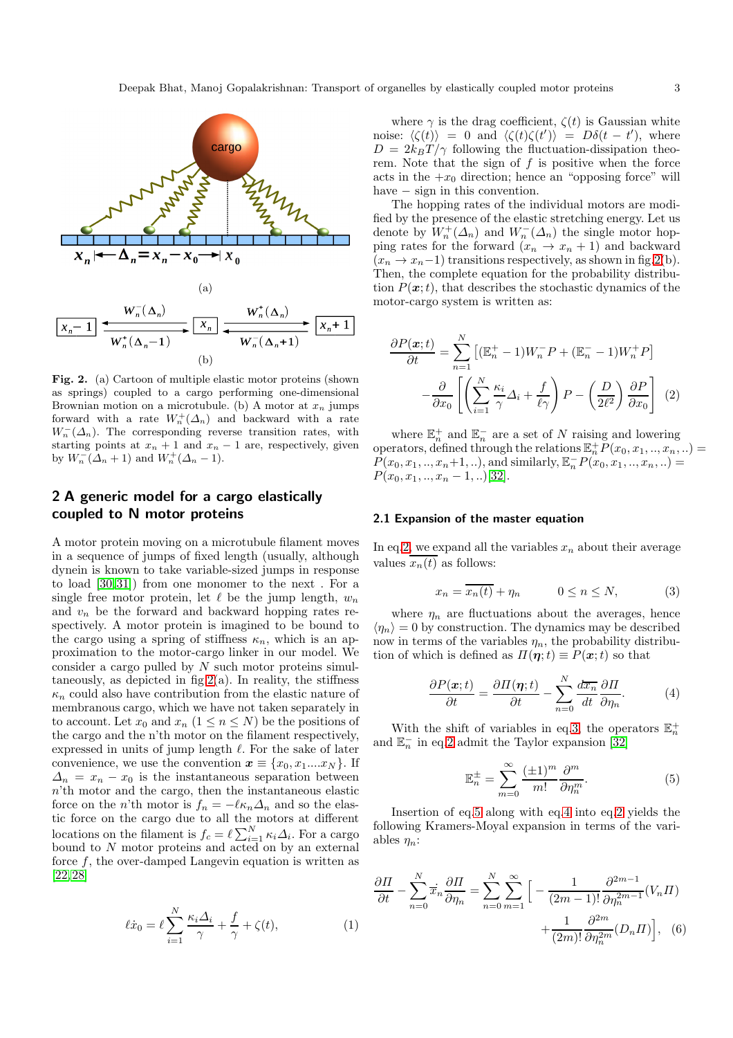Fig. 2. (a) Cartoon of multiple elastic motor proteins (shown as springs) coupled to a cargo performing one-dimensional Brownian motion on a microtubule. (b) A motor at $x_n$ jumps forward with a rate $W_n^+(\Delta_n)$ and backward with a rate $W_n^-(\Delta_n)$. The corresponding reverse transition rates, with starting points at $x_n+1$ and $x_n-1$ are, respectively, given by $W_n^-(\Delta_n+1)$ and $W_n^+(\Delta_n-1)$.

## 2 A generic model for a cargo elastically coupled to N motor proteins

A motor protein moving on a microtubule filament moves in a sequence of jumps of fixed length (usually, although dynein is known to take variable-sized jumps in response to load [30,31]) from one monomer to the next . For a single free motor protein, let $\ell$ be the jump length, $w_n$ and $v_n$ be the forward and backward hopping rates respectively. A motor protein is imagined to be bound to the cargo using a spring of stiffness $\kappa_n$, which is an approximation to the motor-cargo linker in our model. We consider a cargo pulled by $N$ such motor proteins simultaneously, as depicted in fig.2(a). In reality, the stiffness $\kappa_n$ could also have contribution from the elastic nature of membranous cargo, which we have not taken separately in to account. Let $x_0$ and $x_n$ $(1 \le n \le N)$ be the positions of the cargo and the n'th motor on the filament respectively, expressed in units of jump length $\ell$. For the sake of later convenience, we use the convention $\boldsymbol{x} \equiv \{x_0, x_1 .... x_N\}$. If $\Delta_n = x_n - x_0$ is the instantaneous separation between $n$'th motor and the cargo, then the instantaneous elastic force on the $n$'th motor is $f_n = -\ell\kappa_n\Delta_n$ and so the elastic force on the cargo due to all the motors at different locations on the filament is $f_c = \ell\sum_{i=1}^{N}\kappa_i\Delta_i$. For a cargo bound to $N$ motor proteins and acted on by an external force $f$, the over-damped Langevin equation is written as [22,28]

$$\ell\dot{x}_0 = \ell\sum_{i=1}^{N}\frac{\kappa_i\Delta_i}{\gamma} + \frac{f}{\gamma} + \zeta(t), \tag{1}$$

where $\gamma$ is the drag coefficient, $\zeta(t)$ is Gaussian white noise: $\langle\zeta(t)\rangle = 0$ and $\langle\zeta(t)\zeta(t')\rangle = D\delta(t-t')$, where $D = 2k_BT/\gamma$ following the fluctuation-dissipation theorem. Note that the sign of $f$ is positive when the force acts in the $+x_0$ direction; hence an "opposing force" will have $-$ sign in this convention.

The hopping rates of the individual motors are modified by the presence of the elastic stretching energy. Let us denote by $W_n^+(\Delta_n)$ and $W_n^-(\Delta_n)$ the single motor hopping rates for the forward ($x_n \to x_n+1$) and backward ($x_n \to x_n-1$) transitions respectively, as shown in fig.2(b). Then, the complete equation for the probability distribution $P(\boldsymbol{x};t)$, that describes the stochastic dynamics of the motor-cargo system is written as:

$$\frac{\partial P(\boldsymbol{x};t)}{\partial t} = \sum_{n=1}^{N}\left[(\mathbb{E}_n^+ - 1)W_n^- P + (\mathbb{E}_n^- - 1)W_n^+ P\right] - \frac{\partial}{\partial x_0}\left[\left(\sum_{i=1}^{N}\frac{\kappa_i}{\gamma}\Delta_i + \frac{f}{\ell\gamma}\right)P - \left(\frac{D}{2\ell^2}\right)\frac{\partial P}{\partial x_0}\right] \tag{2}$$

where $\mathbb{E}_n^+$ and $\mathbb{E}_n^-$ are a set of $N$ raising and lowering operators, defined through the relations $\mathbb{E}_n^+ P(x_0, x_1, .., x_n, ..) = P(x_0, x_1, .., x_n+1, ..)$, and similarly, $\mathbb{E}_n^- P(x_0, x_1, .., x_n, ..) = P(x_0, x_1, .., x_n-1, ..)$[32].

### 2.1 Expansion of the master equation

In eq.2, we expand all the variables $x_n$ about their average values $\overline{x_n(t)}$ as follows:

$$x_n = \overline{x_n(t)} + \eta_n \qquad 0 \le n \le N, \tag{3}$$

where $\eta_n$ are fluctuations about the averages, hence $\langle\eta_n\rangle = 0$ by construction. The dynamics may be described now in terms of the variables $\eta_n$, the probability distribution of which is defined as $\Pi(\boldsymbol{\eta};t) \equiv P(\boldsymbol{x};t)$ so that

$$\frac{\partial P(\boldsymbol{x};t)}{\partial t} = \frac{\partial \Pi(\boldsymbol{\eta};t)}{\partial t} - \sum_{n=0}^{N}\frac{d\overline{x_n}}{dt}\frac{\partial \Pi}{\partial \eta_n}. \tag{4}$$

With the shift of variables in eq.3, the operators $\mathbb{E}_n^+$ and $\mathbb{E}_n^-$ in eq.2 admit the Taylor expansion [32]

$$\mathbb{E}_n^{\pm} = \sum_{m=0}^{\infty}\frac{(\pm 1)^m}{m!}\frac{\partial^m}{\partial \eta_n^m}. \tag{5}$$

Insertion of eq.5 along with eq.4 into eq.2 yields the following Kramers-Moyal expansion in terms of the variables $\eta_n$:

$$\frac{\partial \Pi}{\partial t} - \sum_{n=0}^{N}\dot{\overline{x}}_n\frac{\partial \Pi}{\partial \eta_n} = \sum_{n=0}^{N}\sum_{m=1}^{\infty}\Big[-\frac{1}{(2m-1)!}\frac{\partial^{2m-1}}{\partial \eta_n^{2m-1}}(V_n\Pi) + \frac{1}{(2m)!}\frac{\partial^{2m}}{\partial \eta_n^{2m}}(D_n\Pi)\Big], \tag{6}$$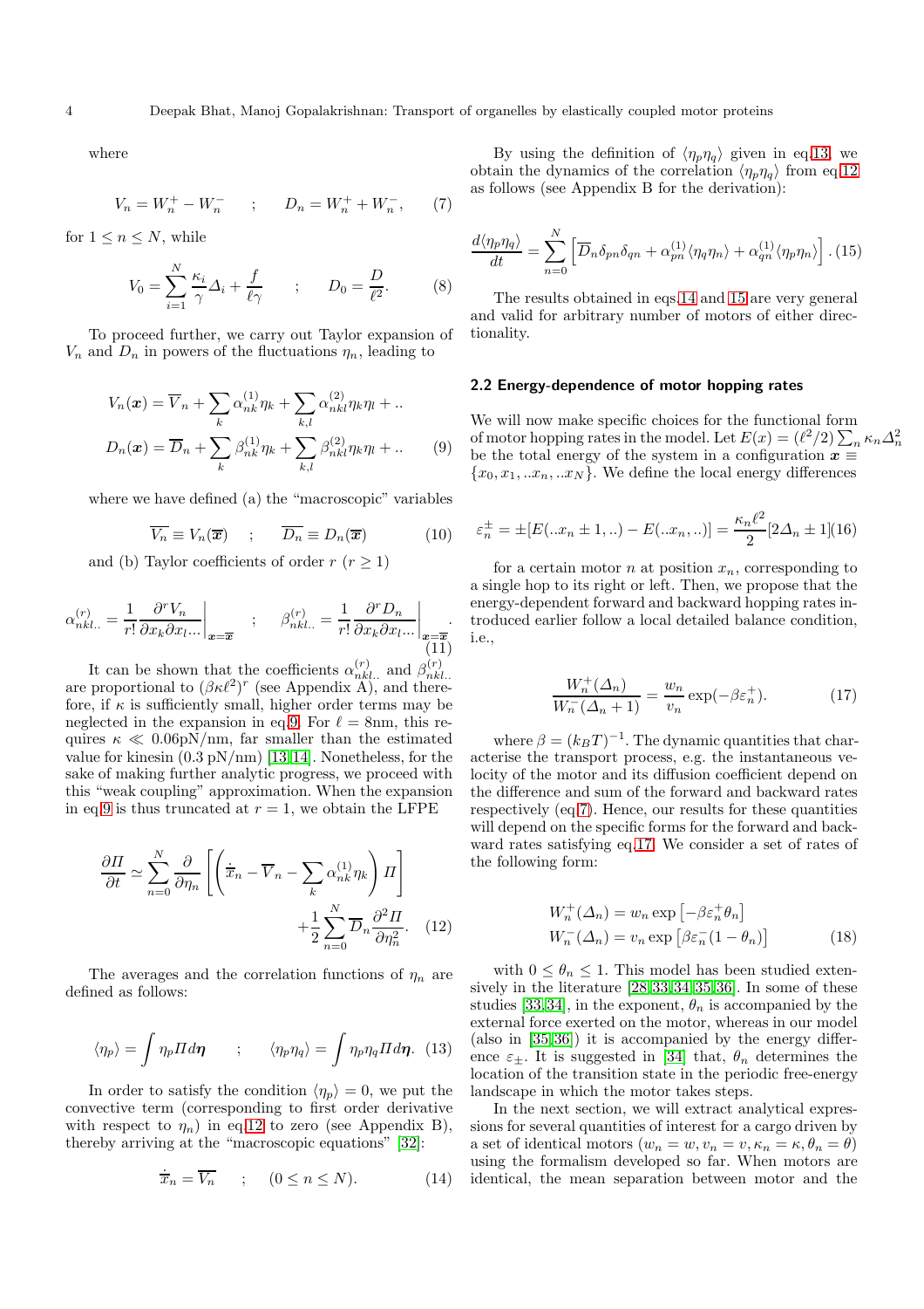where

$$V_n = W_n^+ - W_n^- \quad ; \quad D_n = W_n^+ + W_n^-, \tag{7}$$

for $1 \leq n \leq N$, while

$$V_0 = \sum_{i=1}^{N} \frac{\kappa_i}{\gamma} \Delta_i + \frac{f}{\ell \gamma} \quad ; \quad D_0 = \frac{D}{\ell^2}. \tag{8}$$

To proceed further, we carry out Taylor expansion of $V_n$ and $D_n$ in powers of the fluctuations $\eta_n$, leading to

$$\begin{aligned} V_n(\boldsymbol{x}) &= \overline{V}_n + \sum_k \alpha_{nk}^{(1)} \eta_k + \sum_{k,l} \alpha_{nkl}^{(2)} \eta_k \eta_l + .. \\ D_n(\boldsymbol{x}) &= \overline{D}_n + \sum_k \beta_{nk}^{(1)} \eta_k + \sum_{k,l} \beta_{nkl}^{(2)} \eta_k \eta_l + .. \end{aligned} \tag{9}$$

where we have defined (a) the "macroscopic" variables

$$\overline{V_n} \equiv V_n(\overline{\boldsymbol{x}}) \quad ; \quad \overline{D_n} \equiv D_n(\overline{\boldsymbol{x}}) \tag{10}$$

and (b) Taylor coefficients of order $r$ ($r \geq 1$)

$$\alpha_{nkl..}^{(r)} = \frac{1}{r!} \frac{\partial^r V_n}{\partial x_k \partial x_l \ldots}\bigg|_{\boldsymbol{x}=\overline{\boldsymbol{x}}} \quad ; \quad \beta_{nkl..}^{(r)} = \frac{1}{r!} \frac{\partial^r D_n}{\partial x_k \partial x_l \ldots}\bigg|_{\boldsymbol{x}=\overline{\boldsymbol{x}}}. \tag{11}$$

It can be shown that the coefficients $\alpha_{nkl..}^{(r)}$ and $\beta_{nkl..}^{(r)}$ are proportional to $(\beta\kappa\ell^2)^r$ (see Appendix A), and therefore, if $\kappa$ is sufficiently small, higher order terms may be neglected in the expansion in eq.9. For $\ell = 8$nm, this requires $\kappa \ll 0.06$pN/nm, far smaller than the estimated value for kinesin (0.3 pN/nm) [13,14]. Nonetheless, for the sake of making further analytic progress, we proceed with this "weak coupling" approximation. When the expansion in eq.9 is thus truncated at $r = 1$, we obtain the LFPE

$$\begin{aligned} \frac{\partial \Pi}{\partial t} \simeq \sum_{n=0}^{N} \frac{\partial}{\partial \eta_n} \left[ \left( \dot{\overline{x}}_n - \overline{V}_n - \sum_k \alpha_{nk}^{(1)} \eta_k \right) \Pi \right] \\ + \frac{1}{2} \sum_{n=0}^{N} \overline{D}_n \frac{\partial^2 \Pi}{\partial \eta_n^2}. \end{aligned} \tag{12}$$

The averages and the correlation functions of $\eta_n$ are defined as follows:

$$\langle \eta_p \rangle = \int \eta_p \Pi d\boldsymbol{\eta} \quad ; \quad \langle \eta_p \eta_q \rangle = \int \eta_p \eta_q \Pi d\boldsymbol{\eta}. \tag{13}$$

In order to satisfy the condition $\langle \eta_p \rangle = 0$, we put the convective term (corresponding to first order derivative with respect to $\eta_n$) in eq.12 to zero (see Appendix B), thereby arriving at the "macroscopic equations" [32]:

$$\dot{\overline{x}}_n = \overline{V_n} \quad ; \quad (0 \leq n \leq N). \tag{14}$$

By using the definition of $\langle \eta_p \eta_q \rangle$ given in eq.13, we obtain the dynamics of the correlation $\langle \eta_p \eta_q \rangle$ from eq.12 as follows (see Appendix B for the derivation):

$$\frac{d\langle \eta_p \eta_q \rangle}{dt} = \sum_{n=0}^{N} \left[ \overline{D}_n \delta_{pn} \delta_{qn} + \alpha_{pn}^{(1)} \langle \eta_q \eta_n \rangle + \alpha_{qn}^{(1)} \langle \eta_p \eta_n \rangle \right]. \tag{15}$$

The results obtained in eqs 14 and 15 are very general and valid for arbitrary number of motors of either directionality.

### 2.2 Energy-dependence of motor hopping rates

We will now make specific choices for the functional form of motor hopping rates in the model. Let $E(x) = (\ell^2/2)\sum_n \kappa_n \Delta_n^2$ be the total energy of the system in a configuration $\boldsymbol{x} \equiv \{x_0, x_1, ..x_n, ..x_N\}$. We define the local energy differences

$$\varepsilon_n^{\pm} = \pm[E(..x_n \pm 1, ..) - E(..x_n, ..)] = \frac{\kappa_n \ell^2}{2}[2\Delta_n \pm 1] \tag{16}$$

for a certain motor $n$ at position $x_n$, corresponding to a single hop to its right or left. Then, we propose that the energy-dependent forward and backward hopping rates introduced earlier follow a local detailed balance condition, i.e.,

$$\frac{W_n^+(\Delta_n)}{W_n^-(\Delta_n + 1)} = \frac{w_n}{v_n} \exp(-\beta \varepsilon_n^+). \tag{17}$$

where $\beta = (k_B T)^{-1}$. The dynamic quantities that characterise the transport process, e.g. the instantaneous velocity of the motor and its diffusion coefficient depend on the difference and sum of the forward and backward rates respectively (eq.7). Hence, our results for these quantities will depend on the specific forms for the forward and backward rates satisfying eq.17. We consider a set of rates of the following form:

$$\begin{aligned} W_n^+(\Delta_n) &= w_n \exp\left[-\beta \varepsilon_n^+ \theta_n\right] \\ W_n^-(\Delta_n) &= v_n \exp\left[\beta \varepsilon_n^- (1 - \theta_n)\right] \end{aligned} \tag{18}$$

with $0 \leq \theta_n \leq 1$. This model has been studied extensively in the literature [28,33,34,35,36]. In some of these studies [33,34], in the exponent, $\theta_n$ is accompanied by the external force exerted on the motor, whereas in our model (also in [35,36]) it is accompanied by the energy difference $\varepsilon_{\pm}$. It is suggested in [34] that, $\theta_n$ determines the location of the transition state in the periodic free-energy landscape in which the motor takes steps.

In the next section, we will extract analytical expressions for several quantities of interest for a cargo driven by a set of identical motors ($w_n = w, v_n = v, \kappa_n = \kappa, \theta_n = \theta$) using the formalism developed so far. When motors are identical, the mean separation between motor and the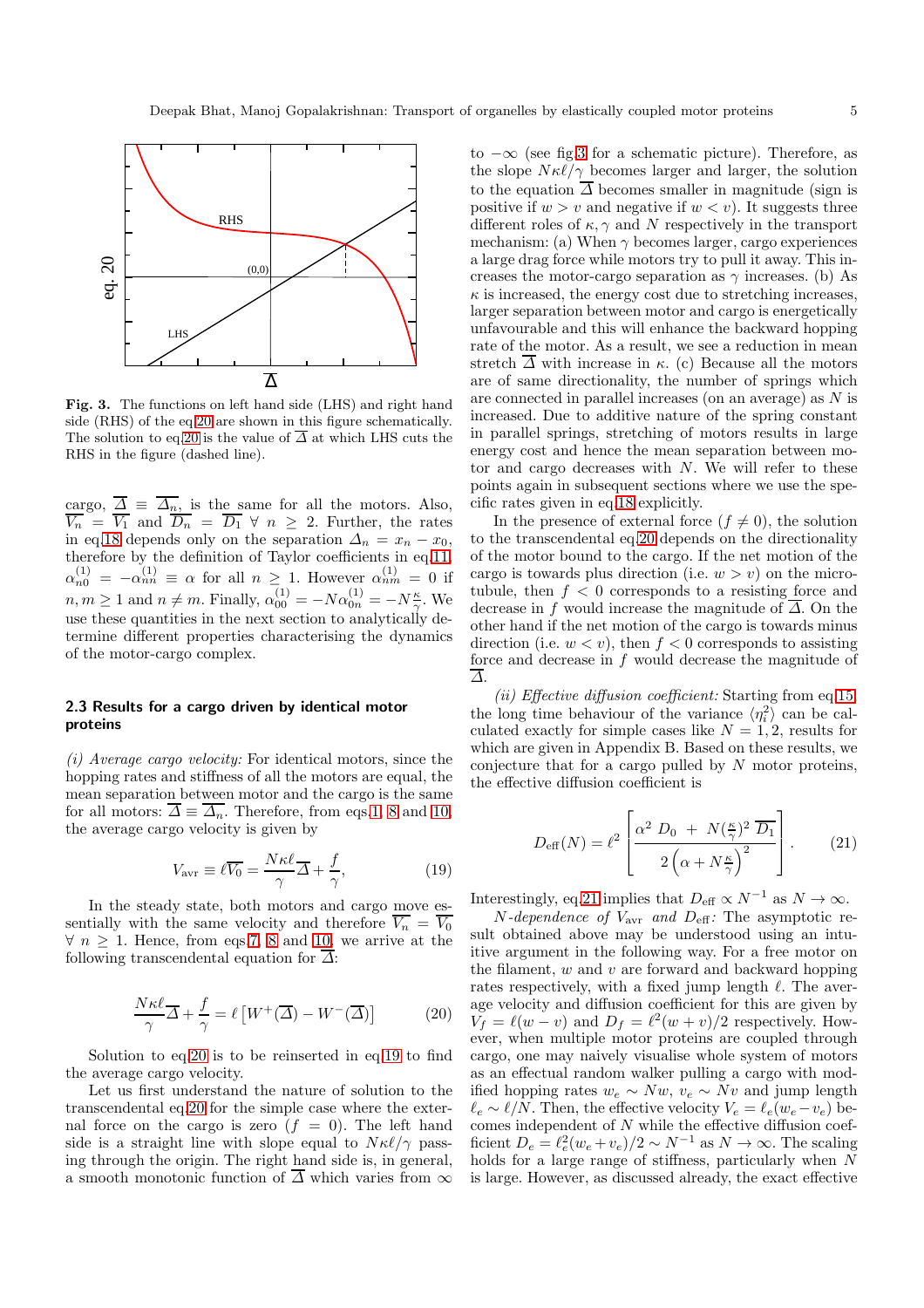Fig. 3. The functions on left hand side (LHS) and right hand side (RHS) of the eq.20 are shown in this figure schematically. The solution to eq.20 is the value of $\overline{\Delta}$ at which LHS cuts the RHS in the figure (dashed line).

cargo, $\overline{\Delta} \equiv \overline{\Delta_n}$, is the same for all the motors. Also, $\overline{V_n} = \overline{V_1}$ and $\overline{D_n} = \overline{D_1}$ $\forall$ $n \geq 2$. Further, the rates in eq.18 depends only on the separation $\Delta_n = x_n - x_0$, therefore by the definition of Taylor coefficients in eq.11, $\alpha^{(1)}_{n0} = -\alpha^{(1)}_{nn} \equiv \alpha$ for all $n \geq 1$. However $\alpha^{(1)}_{nm} = 0$ if $n, m \geq 1$ and $n \neq m$. Finally, $\alpha^{(1)}_{00} = -N\alpha^{(1)}_{0n} = -N\frac{\kappa}{\gamma}$. We use these quantities in the next section to analytically determine different properties characterising the dynamics of the motor-cargo complex.

### 2.3 Results for a cargo driven by identical motor proteins

*(i) Average cargo velocity:* For identical motors, since the hopping rates and stiffness of all the motors are equal, the mean separation between motor and the cargo is the same for all motors: $\overline{\Delta} \equiv \overline{\Delta_n}$. Therefore, from eqs.1, 8 and 10, the average cargo velocity is given by

$$V_{\rm avr} \equiv \ell\overline{V_0} = \frac{N\kappa\ell}{\gamma}\overline{\Delta} + \frac{f}{\gamma}, \tag{19}$$

In the steady state, both motors and cargo move essentially with the same velocity and therefore $\overline{V_n} = \overline{V_0}$ $\forall$ $n \geq 1$. Hence, from eqs.7, 8 and 10, we arrive at the following transcendental equation for $\overline{\Delta}$:

$$\frac{N\kappa\ell}{\gamma}\overline{\Delta} + \frac{f}{\gamma} = \ell\left[W^{+}(\overline{\Delta}) - W^{-}(\overline{\Delta})\right] \tag{20}$$

Solution to eq.20 is to be reinserted in eq.19 to find the average cargo velocity.

Let us first understand the nature of solution to the transcendental eq.20 for the simple case where the external force on the cargo is zero ($f = 0$). The left hand side is a straight line with slope equal to $N\kappa\ell/\gamma$ passing through the origin. The right hand side is, in general, a smooth monotonic function of $\overline{\Delta}$ which varies from $\infty$ to $-\infty$ (see fig.3 for a schematic picture). Therefore, as the slope $N\kappa\ell/\gamma$ becomes larger and larger, the solution to the equation $\overline{\Delta}$ becomes smaller in magnitude (sign is positive if $w > v$ and negative if $w < v$). It suggests three different roles of $\kappa, \gamma$ and $N$ respectively in the transport mechanism: (a) When $\gamma$ becomes larger, cargo experiences a large drag force while motors try to pull it away. This increases the motor-cargo separation as $\gamma$ increases. (b) As $\kappa$ is increased, the energy cost due to stretching increases, larger separation between motor and cargo is energetically unfavourable and this will enhance the backward hopping rate of the motor. As a result, we see a reduction in mean stretch $\overline{\Delta}$ with increase in $\kappa$. (c) Because all the motors are of same directionality, the number of springs which are connected in parallel increases (on an average) as $N$ is increased. Due to additive nature of the spring constant in parallel springs, stretching of motors results in large energy cost and hence the mean separation between motor and cargo decreases with $N$. We will refer to these points again in subsequent sections where we use the specific rates given in eq.18 explicitly.

In the presence of external force ($f \neq 0$), the solution to the transcendental eq.20 depends on the directionality of the motor bound to the cargo. If the net motion of the cargo is towards plus direction (i.e. $w > v$) on the microtubule, then $f < 0$ corresponds to a resisting force and decrease in $f$ would increase the magnitude of $\overline{\Delta}$. On the other hand if the net motion of the cargo is towards minus direction (i.e. $w < v$), then $f < 0$ corresponds to assisting force and decrease in $f$ would decrease the magnitude of $\overline{\Delta}$.

*(ii) Effective diffusion coefficient:* Starting from eq.15, the long time behaviour of the variance $\langle\eta_i^2\rangle$ can be calculated exactly for simple cases like $N = 1, 2$, results for which are given in Appendix B. Based on these results, we conjecture that for a cargo pulled by $N$ motor proteins, the effective diffusion coefficient is

$$D_{\rm eff}(N) = \ell^2\left[\frac{\alpha^2\ D_0\ +\ N(\frac{\kappa}{\gamma})^2\ \overline{D_1}}{2\left(\alpha + N\frac{\kappa}{\gamma}\right)^2}\right]. \tag{21}$$

Interestingly, eq.21 implies that $D_{\rm eff} \propto N^{-1}$ as $N \to \infty$.

*N-dependence of* $V_{\rm avr}$ *and* $D_{\rm eff}$*:* The asymptotic result obtained above may be understood using an intuitive argument in the following way. For a free motor on the filament, $w$ and $v$ are forward and backward hopping rates respectively, with a fixed jump length $\ell$. The average velocity and diffusion coefficient for this are given by $V_f = \ell(w - v)$ and $D_f = \ell^2(w + v)/2$ respectively. However, when multiple motor proteins are coupled through cargo, one may naively visualise whole system of motors as an effectual random walker pulling a cargo with modified hopping rates $w_e \sim Nw$, $v_e \sim Nv$ and jump length $\ell_e \sim \ell/N$. Then, the effective velocity $V_e = \ell_e(w_e - v_e)$ becomes independent of $N$ while the effective diffusion coefficient $D_e = \ell_e^2(w_e + v_e)/2 \sim N^{-1}$ as $N \to \infty$. The scaling holds for a large range of stiffness, particularly when $N$ is large. However, as discussed already, the exact effective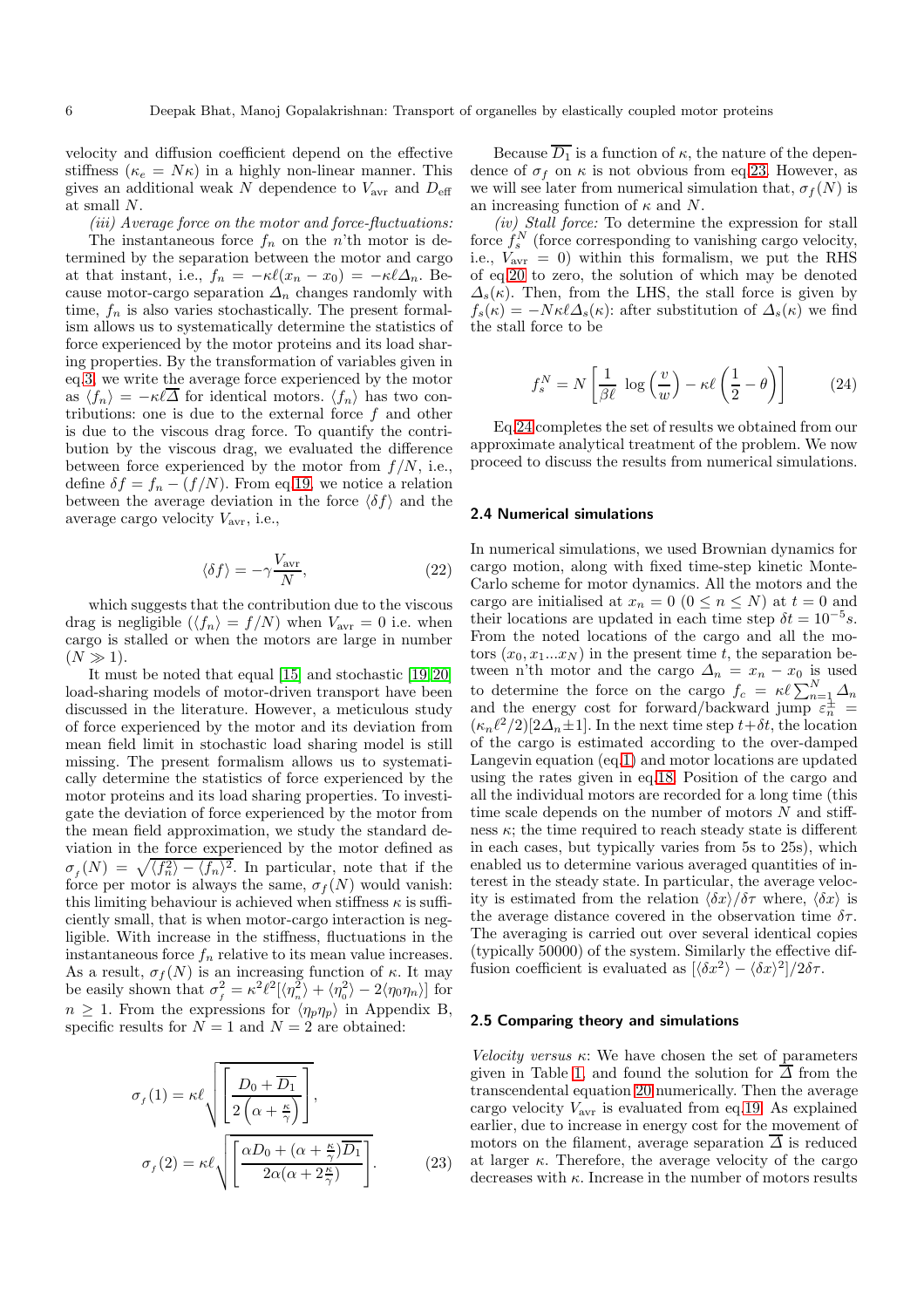velocity and diffusion coefficient depend on the effective stiffness ($\kappa_e = N\kappa$) in a highly non-linear manner. This gives an additional weak $N$ dependence to $V_{\rm avr}$ and $D_{\rm eff}$ at small $N$.

*(iii) Average force on the motor and force-fluctuations:* The instantaneous force $f_n$ on the $n$'th motor is determined by the separation between the motor and cargo at that instant, i.e., $f_n = -\kappa\ell(x_n - x_0) = -\kappa\ell\Delta_n$. Because motor-cargo separation $\Delta_n$ changes randomly with time, $f_n$ is also varies stochastically. The present formalism allows us to systematically determine the statistics of force experienced by the motor proteins and its load sharing properties. By the transformation of variables given in eq.3, we write the average force experienced by the motor as $\langle f_n\rangle = -\kappa\ell\overline{\Delta}$ for identical motors. $\langle f_n\rangle$ has two contributions: one is due to the external force $f$ and other is due to the viscous drag force. To quantify the contribution by the viscous drag, we evaluated the difference between force experienced by the motor from $f/N$, i.e., define $\delta f = f_n - (f/N)$. From eq.19, we notice a relation between the average deviation in the force $\langle\delta f\rangle$ and the average cargo velocity $V_{\rm avr}$, i.e.,

$$\langle\delta f\rangle = -\gamma\frac{V_{\rm avr}}{N}, \tag{22}$$

which suggests that the contribution due to the viscous drag is negligible ($\langle f_n\rangle = f/N$) when $V_{\rm avr} = 0$ i.e. when cargo is stalled or when the motors are large in number ($N \gg 1$).

It must be noted that equal [15] and stochastic [19,20] load-sharing models of motor-driven transport have been discussed in the literature. However, a meticulous study of force experienced by the motor and its deviation from mean field limit in stochastic load sharing model is still missing. The present formalism allows us to systematically determine the statistics of force experienced by the motor proteins and its load sharing properties. To investigate the deviation of force experienced by the motor from the mean field approximation, we study the standard deviation in the force experienced by the motor defined as $\sigma_f(N) = \sqrt{\langle f_n^2\rangle - \langle f_n\rangle^2}$. In particular, note that if the force per motor is always the same, $\sigma_f(N)$ would vanish: this limiting behaviour is achieved when stiffness $\kappa$ is sufficiently small, that is when motor-cargo interaction is negligible. With increase in the stiffness, fluctuations in the instantaneous force $f_n$ relative to its mean value increases. As a result, $\sigma_f(N)$ is an increasing function of $\kappa$. It may be easily shown that $\sigma_f^2 = \kappa^2\ell^2[\langle\eta_n^2\rangle + \langle\eta_0^2\rangle - 2\langle\eta_0\eta_n\rangle]$ for $n \geq 1$. From the expressions for $\langle\eta_p\eta_p\rangle$ in Appendix B, specific results for $N = 1$ and $N = 2$ are obtained:

$$\sigma_f(1) = \kappa\ell\sqrt{\left[\frac{D_0 + \overline{D_1}}{2\left(\alpha + \frac{\kappa}{\gamma}\right)}\right]},$$
$$\sigma_f(2) = \kappa\ell\sqrt{\left[\frac{\alpha D_0 + (\alpha + \frac{\kappa}{\gamma})\overline{D_1}}{2\alpha(\alpha + 2\frac{\kappa}{\gamma})}\right]}. \tag{23}$$

Because $\overline{D_1}$ is a function of $\kappa$, the nature of the dependence of $\sigma_f$ on $\kappa$ is not obvious from eq.23. However, as we will see later from numerical simulation that, $\sigma_f(N)$ is an increasing function of $\kappa$ and $N$.

*(iv) Stall force:* To determine the expression for stall force $f_s^N$ (force corresponding to vanishing cargo velocity, i.e., $V_{\rm avr} = 0$) within this formalism, we put the RHS of eq.20 to zero, the solution of which may be denoted $\Delta_s(\kappa)$. Then, from the LHS, the stall force is given by $f_s(\kappa) = -N\kappa\ell\Delta_s(\kappa)$: after substitution of $\Delta_s(\kappa)$ we find the stall force to be

$$f_s^N = N\left[\frac{1}{\beta\ell}\log\left(\frac{v}{w}\right) - \kappa\ell\left(\frac{1}{2} - \theta\right)\right] \tag{24}$$

Eq.24 completes the set of results we obtained from our approximate analytical treatment of the problem. We now proceed to discuss the results from numerical simulations.

### 2.4 Numerical simulations

In numerical simulations, we used Brownian dynamics for cargo motion, along with fixed time-step kinetic Monte-Carlo scheme for motor dynamics. All the motors and the cargo are initialised at $x_n = 0$ ($0 \leq n \leq N$) at $t = 0$ and their locations are updated in each time step $\delta t = 10^{-5}s$. From the noted locations of the cargo and all the motors ($x_0, x_1 ... x_N$) in the present time $t$, the separation between n'th motor and the cargo $\Delta_n = x_n - x_0$ is used to determine the force on the cargo $f_c = \kappa\ell\sum_{n=1}^{N}\Delta_n$ and the energy cost for forward/backward jump $\varepsilon_n^{\pm} = (\kappa_n\ell^2/2)[2\Delta_n \pm 1]$. In the next time step $t+\delta t$, the location of the cargo is estimated according to the over-damped Langevin equation (eq.1) and motor locations are updated using the rates given in eq.18. Position of the cargo and all the individual motors are recorded for a long time (this time scale depends on the number of motors $N$ and stiffness $\kappa$; the time required to reach steady state is different in each cases, but typically varies from 5s to 25s), which enabled us to determine various averaged quantities of interest in the steady state. In particular, the average velocity is estimated from the relation $\langle\delta x\rangle/\delta\tau$ where, $\langle\delta x\rangle$ is the average distance covered in the observation time $\delta\tau$. The averaging is carried out over several identical copies (typically 50000) of the system. Similarly the effective diffusion coefficient is evaluated as $[\langle\delta x^2\rangle - \langle\delta x\rangle^2]/2\delta\tau$.

### 2.5 Comparing theory and simulations

*Velocity versus $\kappa$:* We have chosen the set of parameters given in Table 1, and found the solution for $\overline{\Delta}$ from the transcendental equation 20 numerically. Then the average cargo velocity $V_{\rm avr}$ is evaluated from eq.19. As explained earlier, due to increase in energy cost for the movement of motors on the filament, average separation $\overline{\Delta}$ is reduced at larger $\kappa$. Therefore, the average velocity of the cargo decreases with $\kappa$. Increase in the number of motors results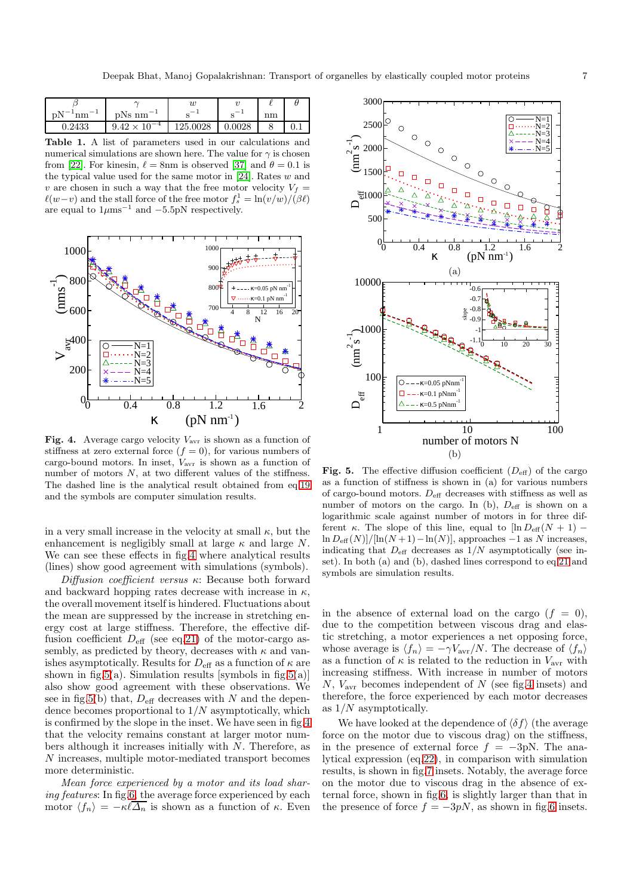| $\beta$ pN$^{-1}$nm$^{-1}$ | $\gamma$ pNs nm$^{-1}$ | $w$ s$^{-1}$ | $v$ s$^{-1}$ | $\ell$ nm | $\theta$ |
|---|---|---|---|---|---|
| 0.2433 | $9.42 \times 10^{-4}$ | 125.0028 | 0.0028 | 8 | 0.1 |

**Table 1.** A list of parameters used in our calculations and numerical simulations are shown here. The value for $\gamma$ is chosen from [22]. For kinesin, $\ell = 8$nm is observed [37] and $\theta = 0.1$ is the typical value used for the same motor in [24]. Rates $w$ and $v$ are chosen in such a way that the free motor velocity $V_f = \ell(w-v)$ and the stall force of the free motor $f_s^1 = \ln(v/w)/(\beta\ell)$ are equal to $1\mu$ms$^{-1}$ and $-5.5$pN respectively.

**Fig. 4.** Average cargo velocity $V_{\rm avr}$ is shown as a function of stiffness at zero external force ($f = 0$), for various numbers of cargo-bound motors. In inset, $V_{\rm avr}$ is shown as a function of number of motors $N$, at two different values of the stiffness. The dashed line is the analytical result obtained from eq.19 and the symbols are computer simulation results.

in a very small increase in the velocity at small $\kappa$, but the enhancement is negligibly small at large $\kappa$ and large $N$. We can see these effects in fig.4 where analytical results (lines) show good agreement with simulations (symbols).

*Diffusion coefficient versus* $\kappa$: Because both forward and backward hopping rates decrease with increase in $\kappa$, the overall movement itself is hindered. Fluctuations about the mean are suppressed by the increase in stretching energy cost at large stiffness. Therefore, the effective diffusion coefficient $D_{\rm eff}$ (see eq.21) of the motor-cargo assembly, as predicted by theory, decreases with $\kappa$ and vanishes asymptotically. Results for $D_{\rm eff}$ as a function of $\kappa$ are shown in fig.5(a). Simulation results [symbols in fig.5(a)] also show good agreement with these observations. We see in fig.5(b) that, $D_{\rm eff}$ decreases with $N$ and the dependence becomes proportional to $1/N$ asymptotically, which is confirmed by the slope in the inset. We have seen in fig.4 that the velocity remains constant at larger motor numbers although it increases initially with $N$. Therefore, as $N$ increases, multiple motor-mediated transport becomes more deterministic.

*Mean force experienced by a motor and its load sharing features*: In fig.6, the average force experienced by each motor $\langle f_n \rangle = -\kappa\ell\overline{\Delta_n}$ is shown as a function of $\kappa$. Even

**Fig. 5.** The effective diffusion coefficient ($D_{\rm eff}$) of the cargo as a function of stiffness is shown in (a) for various numbers of cargo-bound motors. $D_{\rm eff}$ decreases with stiffness as well as number of motors on the cargo. In (b), $D_{\rm eff}$ is shown on a logarithmic scale against number of motors in for three different $\kappa$. The slope of this line, equal to $[\ln D_{\rm eff}(N+1) - \ln D_{\rm eff}(N)]/[\ln(N+1) - \ln(N)]$, approaches $-1$ as $N$ increases, indicating that $D_{\rm eff}$ decreases as $1/N$ asymptotically (see inset). In both (a) and (b), dashed lines correspond to eq.21 and symbols are simulation results.

in the absence of external load on the cargo ($f = 0$), due to the competition between viscous drag and elastic stretching, a motor experiences a net opposing force, whose average is $\langle f_n \rangle = -\gamma V_{\rm avr}/N$. The decrease of $\langle f_n \rangle$ as a function of $\kappa$ is related to the reduction in $V_{\rm avr}$ with increasing stiffness. With increase in number of motors $N$, $V_{\rm avr}$ becomes independent of $N$ (see fig.4 insets) and therefore, the force experienced by each motor decreases as $1/N$ asymptotically.

We have looked at the dependence of $\langle \delta f \rangle$ (the average force on the motor due to viscous drag) on the stiffness, in the presence of external force $f = -3$pN. The analytical expression (eq.22), in comparison with simulation results, is shown in fig.7 insets. Notably, the average force on the motor due to viscous drag in the absence of external force, shown in fig.6, is slightly larger than that in the presence of force $f = -3pN$, as shown in fig.6 insets.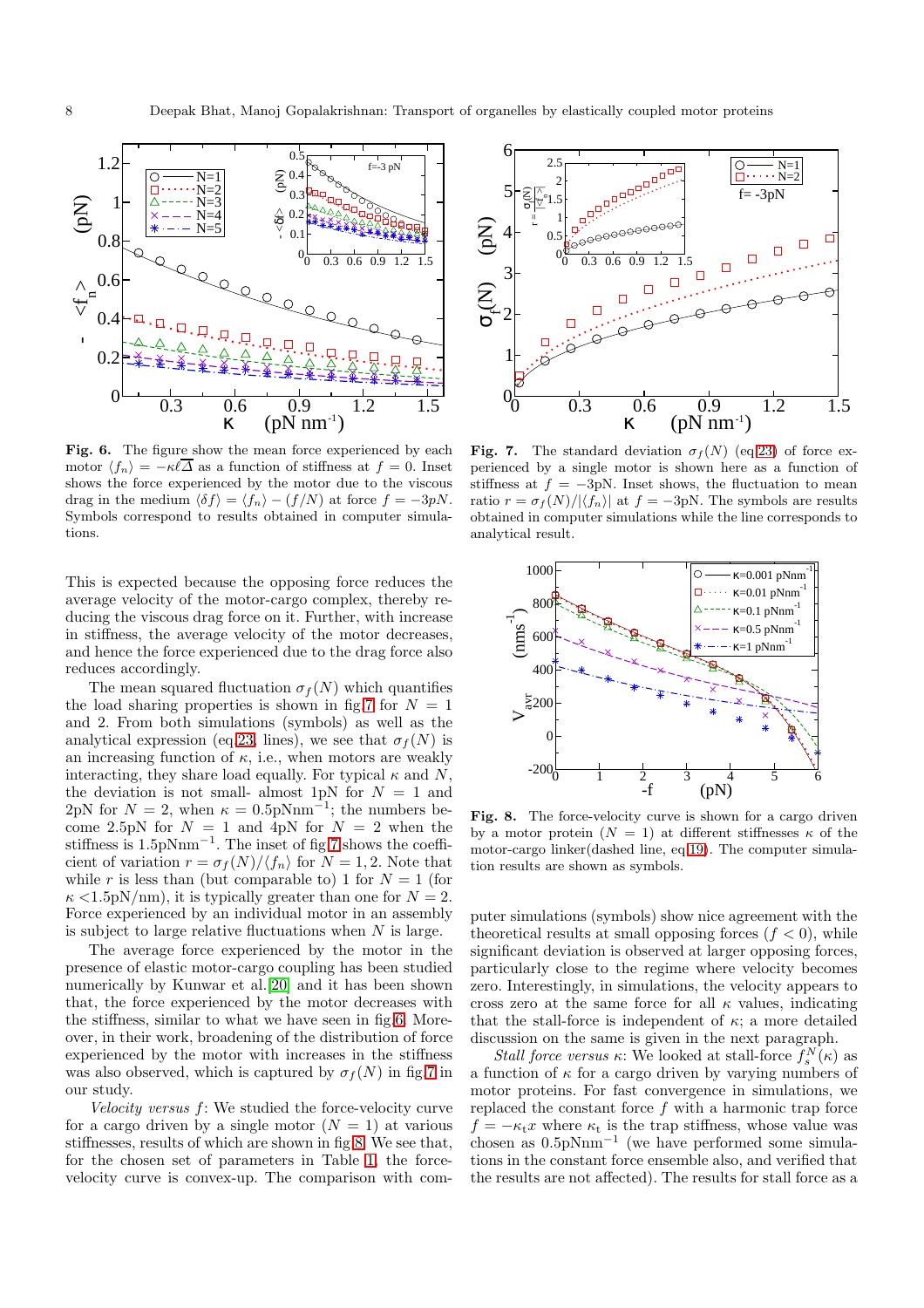**Fig. 6.** The figure show the mean force experienced by each motor $\langle f_n \rangle = -\kappa \ell \overline{\Delta}$ as a function of stiffness at $f = 0$. Inset shows the force experienced by the motor due to the viscous drag in the medium $\langle \delta f \rangle = \langle f_n \rangle - (f/N)$ at force $f = -3pN$. Symbols correspond to results obtained in computer simulations.

**Fig. 7.** The standard deviation $\sigma_f(N)$ (eq 23) of force experienced by a single motor is shown here as a function of stiffness at $f = -3$pN. Inset shows, the fluctuation to mean ratio $r = \sigma_f(N)/|\langle f_n \rangle|$ at $f = -3$pN. The symbols are results obtained in computer simulations while the line corresponds to analytical result.

This is expected because the opposing force reduces the average velocity of the motor-cargo complex, thereby reducing the viscous drag force on it. Further, with increase in stiffness, the average velocity of the motor decreases, and hence the force experienced due to the drag force also reduces accordingly.

The mean squared fluctuation $\sigma_f(N)$ which quantifies the load sharing properties is shown in fig 7 for $N = 1$ and 2. From both simulations (symbols) as well as the analytical expression (eq 23, lines), we see that $\sigma_f(N)$ is an increasing function of $\kappa$, i.e., when motors are weakly interacting, they share load equally. For typical $\kappa$ and $N$, the deviation is not small- almost 1pN for $N = 1$ and 2pN for $N = 2$, when $\kappa = 0.5$pNnm$^{-1}$; the numbers become 2.5pN for $N = 1$ and 4pN for $N = 2$ when the stiffness is 1.5pNnm$^{-1}$. The inset of fig 7 shows the coefficient of variation $r = \sigma_f(N)/\langle f_n \rangle$ for $N = 1, 2$. Note that while $r$ is less than (but comparable to) 1 for $N = 1$ (for $\kappa$ <1.5pN/nm), it is typically greater than one for $N = 2$. Force experienced by an individual motor in an assembly is subject to large relative fluctuations when $N$ is large.

The average force experienced by the motor in the presence of elastic motor-cargo coupling has been studied numerically by Kunwar et al.[20] and it has been shown that, the force experienced by the motor decreases with the stiffness, similar to what we have seen in fig 6. Moreover, in their work, broadening of the distribution of force experienced by the motor with increases in the stiffness was also observed, which is captured by $\sigma_f(N)$ in fig 7 in our study.

*Velocity versus f*: We studied the force-velocity curve for a cargo driven by a single motor ($N = 1$) at various stiffnesses, results of which are shown in fig 8. We see that, for the chosen set of parameters in Table 1, the force-velocity curve is convex-up. The comparison with computer simulations (symbols) show nice agreement with the theoretical results at small opposing forces ($f < 0$), while significant deviation is observed at larger opposing forces, particularly close to the regime where velocity becomes zero. Interestingly, in simulations, the velocity appears to cross zero at the same force for all $\kappa$ values, indicating that the stall-force is independent of $\kappa$; a more detailed discussion on the same is given in the next paragraph.

**Fig. 8.** The force-velocity curve is shown for a cargo driven by a motor protein ($N = 1$) at different stiffnesses $\kappa$ of the motor-cargo linker(dashed line, eq 19). The computer simulation results are shown as symbols.

*Stall force versus κ*: We looked at stall-force $f_s^N(\kappa)$ as a function of $\kappa$ for a cargo driven by varying numbers of motor proteins. For fast convergence in simulations, we replaced the constant force $f$ with a harmonic trap force $f = -\kappa_t x$ where $\kappa_t$ is the trap stiffness, whose value was chosen as 0.5pNnm$^{-1}$ (we have performed some simulations in the constant force ensemble also, and verified that the results are not affected). The results for stall force as a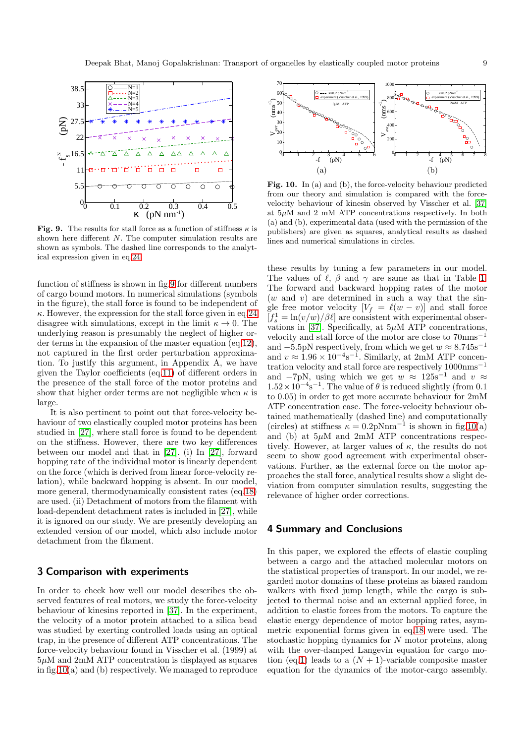**Fig. 9.** The results for stall force as a function of stiffness $\kappa$ is shown here different $N$. The computer simulation results are shown as symbols. The dashed line corresponds to the analytical expression given in eq.24.

function of stiffness is shown in fig.9 for different numbers of cargo bound motors. In numerical simulations (symbols in the figure), the stall force is found to be independent of $\kappa$. However, the expression for the stall force given in eq.24 disagree with simulations, except in the limit $\kappa \to 0$. The underlying reason is presumably the neglect of higher order terms in the expansion of the master equation (eq.12), not captured in the first order perturbation approximation. To justify this argument, in Appendix A, we have given the Taylor coefficients (eq.11) of different orders in the presence of the stall force of the motor proteins and show that higher order terms are not negligible when $\kappa$ is large.

It is also pertinent to point out that force-velocity behaviour of two elastically coupled motor proteins has been studied in [27], where stall force is found to be dependent on the stiffness. However, there are two key differences between our model and that in [27]. (i) In [27], forward hopping rate of the individual motor is linearly dependent on the force (which is derived from linear force-velocity relation), while backward hopping is absent. In our model, more general, thermodynamically consistent rates (eq.18) are used. (ii) Detachment of motors from the filament with load-dependent detachment rates is included in [27], while it is ignored on our study. We are presently developing an extended version of our model, which also include motor detachment from the filament.

## 3 Comparison with experiments

In order to check how well our model describes the observed features of real motors, we study the force-velocity behaviour of kinesins reported in [37]. In the experiment, the velocity of a motor protein attached to a silica bead was studied by exerting controlled loads using an optical trap, in the presence of different ATP concentrations. The force-velocity behaviour found in Visscher et al. (1999) at $5\mu$M and 2mM ATP concentration is displayed as squares in fig.10(a) and (b) respectively. We managed to reproduce these results by tuning a few parameters in our model. The values of $\ell$, $\beta$ and $\gamma$ are same as that in Table 1. The forward and backward hopping rates of the motor ($w$ and $v$) are determined in such a way that the single free motor velocity $[V_f = \ell(w - v)]$ and stall force $[f_s^1 = \ln(v/w)/\beta\ell]$ are consistent with experimental observations in [37]. Specifically, at $5\mu$M ATP concentrations, velocity and stall force of the motor are close to $70\text{nms}^{-1}$ and $-5.5$pN respectively, from which we get $w \approx 8.745\text{s}^{-1}$ and $v \approx 1.96 \times 10^{-4}\text{s}^{-1}$. Similarly, at 2mM ATP concentration velocity and stall force are respectively $1000\text{nms}^{-1}$ and $-7$pN, using which we get $w \approx 125\text{s}^{-1}$ and $v \approx 1.52 \times 10^{-4}\text{s}^{-1}$. The value of $\theta$ is reduced slightly (from 0.1 to 0.05) in order to get more accurate behaviour for 2mM ATP concentration case. The force-velocity behaviour obtained mathematically (dashed line) and computationally (circles) at stiffness $\kappa = 0.2\text{pNnm}^{-1}$ is shown in fig.10(a) and (b) at $5\mu$M and 2mM ATP concentrations respectively. However, at larger values of $\kappa$, the results do not seem to show good agreement with experimental observations. Further, as the external force on the motor approaches the stall force, analytical results show a slight deviation from computer simulation results, suggesting the relevance of higher order corrections.

**Fig. 10.** In (a) and (b), the force-velocity behaviour predicted from our theory and simulation is compared with the force-velocity behaviour of kinesin observed by Visscher et al. [37] at $5\mu$M and 2 mM ATP concentrations respectively. In both (a) and (b), experimental data (used with the permission of the publishers) are given as squares, analytical results as dashed lines and numerical simulations in circles.

## 4 Summary and Conclusions

In this paper, we explored the effects of elastic coupling between a cargo and the attached molecular motors on the statistical properties of transport. In our model, we regarded motor domains of these proteins as biased random walkers with fixed jump length, while the cargo is subjected to thermal noise and an external applied force, in addition to elastic forces from the motors. To capture the elastic energy dependence of motor hopping rates, asymmetric exponential forms given in eq.18 were used. The stochastic hopping dynamics for $N$ motor proteins, along with the over-damped Langevin equation for cargo motion (eq.1) leads to a $(N + 1)$-variable composite master equation for the dynamics of the motor-cargo assembly.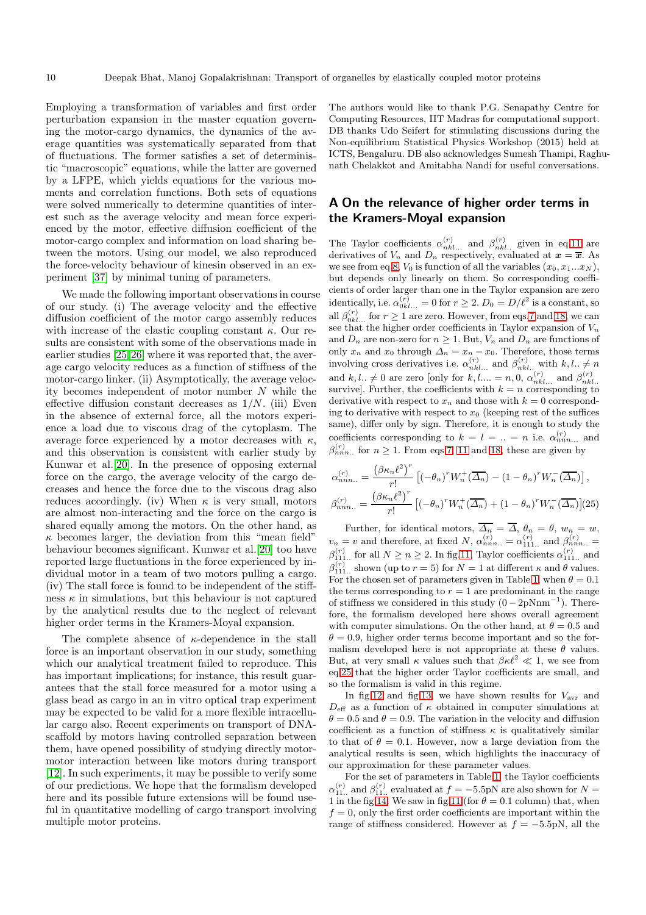Employing a transformation of variables and first order perturbation expansion in the master equation governing the motor-cargo dynamics, the dynamics of the average quantities was systematically separated from that of fluctuations. The former satisfies a set of deterministic "macroscopic" equations, while the latter are governed by a LFPE, which yields equations for the various moments and correlation functions. Both sets of equations were solved numerically to determine quantities of interest such as the average velocity and mean force experienced by the motor, effective diffusion coefficient of the motor-cargo complex and information on load sharing between the motors. Using our model, we also reproduced the force-velocity behaviour of kinesin observed in an experiment [37] by minimal tuning of parameters.

We made the following important observations in course of our study. (i) The average velocity and the effective diffusion coefficient of the motor cargo assembly reduces with increase of the elastic coupling constant $\kappa$. Our results are consistent with some of the observations made in earlier studies [25,26] where it was reported that, the average cargo velocity reduces as a function of stiffness of the motor-cargo linker. (ii) Asymptotically, the average velocity becomes independent of motor number $N$ while the effective diffusion constant decreases as $1/N$. (iii) Even in the absence of external force, all the motors experience a load due to viscous drag of the cytoplasm. The average force experienced by a motor decreases with $\kappa$, and this observation is consistent with earlier study by Kunwar et al.[20]. In the presence of opposing external force on the cargo, the average velocity of the cargo decreases and hence the force due to the viscous drag also reduces accordingly. (iv) When $\kappa$ is very small, motors are almost non-interacting and the force on the cargo is shared equally among the motors. On the other hand, as $\kappa$ becomes larger, the deviation from this "mean field" behaviour becomes significant. Kunwar et al.[20] too have reported large fluctuations in the force experienced by individual motor in a team of two motors pulling a cargo. (iv) The stall force is found to be independent of the stiffness $\kappa$ in simulations, but this behaviour is not captured by the analytical results due to the neglect of relevant higher order terms in the Kramers-Moyal expansion.

The complete absence of $\kappa$-dependence in the stall force is an important observation in our study, something which our analytical treatment failed to reproduce. This has important implications; for instance, this result guarantees that the stall force measured for a motor using a glass bead as cargo in an in vitro optical trap experiment may be expected to be valid for a more flexible intracellular cargo also. Recent experiments on transport of DNA-scaffold by motors having controlled separation between them, have opened possibility of studying directly motor-motor interaction between like motors during transport [12]. In such experiments, it may be possible to verify some of our predictions. We hope that the formalism developed here and its possible future extensions will be found useful in quantitative modelling of cargo transport involving multiple motor proteins.

The authors would like to thank P.G. Senapathy Centre for Computing Resources, IIT Madras for computational support. DB thanks Udo Seifert for stimulating discussions during the Non-equilibrium Statistical Physics Workshop (2015) held at ICTS, Bengaluru. DB also acknowledges Sumesh Thampi, Raghunath Chelakkot and Amitabha Nandi for useful conversations.

## A On the relevance of higher order terms in the Kramers-Moyal expansion

The Taylor coefficients $\alpha^{(r)}_{nkl...}$ and $\beta^{(r)}_{nkl..}$ given in eq.11 are derivatives of $V_n$ and $D_n$ respectively, evaluated at $\boldsymbol{x} = \overline{\boldsymbol{x}}$. As we see from eq.8, $V_0$ is function of all the variables $(x_0, x_1 ... x_N)$, but depends only linearly on them. So corresponding coefficients of order larger than one in the Taylor expansion are zero identically, i.e. $\alpha^{(r)}_{0kl...} = 0$ for $r \geq 2$. $D_0 = D/\ell^2$ is a constant, so all $\beta^{(r)}_{0kl...}$ for $r \geq 1$ are zero. However, from eqs.7 and 18, we can see that the higher order coefficients in Taylor expansion of $V_n$ and $D_n$ are non-zero for $n \geq 1$. But, $V_n$ and $D_n$ are functions of only $x_n$ and $x_0$ through $\Delta_n = x_n - x_0$. Therefore, those terms involving cross derivatives i.e. $\alpha^{(r)}_{nkl...}$ and $\beta^{(r)}_{nkl..}$ with $k, l.. \neq n$ and $k, l.. \neq 0$ are zero [only for $k, l.... = n, 0$, $\alpha^{(r)}_{nkl...}$ and $\beta^{(r)}_{nkl..}$ survive]. Further, the coefficients with $k = n$ corresponding to derivative with respect to $x_n$ and those with $k = 0$ corresponding to derivative with respect to $x_0$ (keeping rest of the suffices same), differ only by sign. Therefore, it is enough to study the coefficients corresponding to $k = l = .. = n$ i.e. $\alpha^{(r)}_{nnn...}$ and $\beta^{(r)}_{nnn..}$ for $n \geq 1$. From eqs.7, 11 and 18, these are given by

$$\alpha^{(r)}_{nnn..} = \frac{\left(\beta\kappa_n\ell^2\right)^r}{r!}\left[(-\theta_n)^r W_n^+(\overline{\Delta_n}) - (1-\theta_n)^r W_n^-(\overline{\Delta_n})\right],$$

$$\beta^{(r)}_{nnn..} = \frac{\left(\beta\kappa_n\ell^2\right)^r}{r!}\left[(-\theta_n)^r W_n^+(\overline{\Delta_n}) + (1-\theta_n)^r W_n^-(\overline{\Delta_n})\right] \quad (25)$$

Further, for identical motors, $\overline{\Delta_n} = \overline{\Delta}$, $\theta_n = \theta$, $w_n = w$, $v_n = v$ and therefore, at fixed $N$, $\alpha^{(r)}_{nnn..} = \alpha^{(r)}_{111..}$ and $\beta^{(r)}_{nnn..} = \beta^{(r)}_{111..}$ for all $N \geq n \geq 2$. In fig.11, Taylor coefficients $\alpha^{(r)}_{111..}$ and $\beta^{(r)}_{111..}$ shown (up to $r = 5$) for $N = 1$ at different $\kappa$ and $\theta$ values. For the chosen set of parameters given in Table 1, when $\theta = 0.1$ the terms corresponding to $r = 1$ are predominant in the range of stiffness we considered in this study $(0 - 2\text{pNnm}^{-1})$. Therefore, the formalism developed here shows overall agreement with computer simulations. On the other hand, at $\theta = 0.5$ and $\theta = 0.9$, higher order terms become important and so the formalism developed here is not appropriate at these $\theta$ values. But, at very small $\kappa$ values such that $\beta\kappa\ell^2 \ll 1$, we see from eq.25 that the higher order Taylor coefficients are small, and so the formalism is valid in this regime.

In fig.12 and fig.13, we have shown results for $V_{\rm avr}$ and $D_{\rm eff}$ as a function of $\kappa$ obtained in computer simulations at $\theta = 0.5$ and $\theta = 0.9$. The variation in the velocity and diffusion coefficient as a function of stiffness $\kappa$ is qualitatively similar to that of $\theta = 0.1$. However, now a large deviation from the analytical results is seen, which highlights the inaccuracy of our approximation for these parameter values.

For the set of parameters in Table 1, the Taylor coefficients $\alpha^{(r)}_{11..}$ and $\beta^{(r)}_{11..}$ evaluated at $f = -5.5$pN are also shown for $N = 1$ in the fig.14. We saw in fig.11 (for $\theta = 0.1$ column) that, when $f = 0$, only the first order coefficients are important within the range of stiffness considered. However at $f = -5.5$pN, all the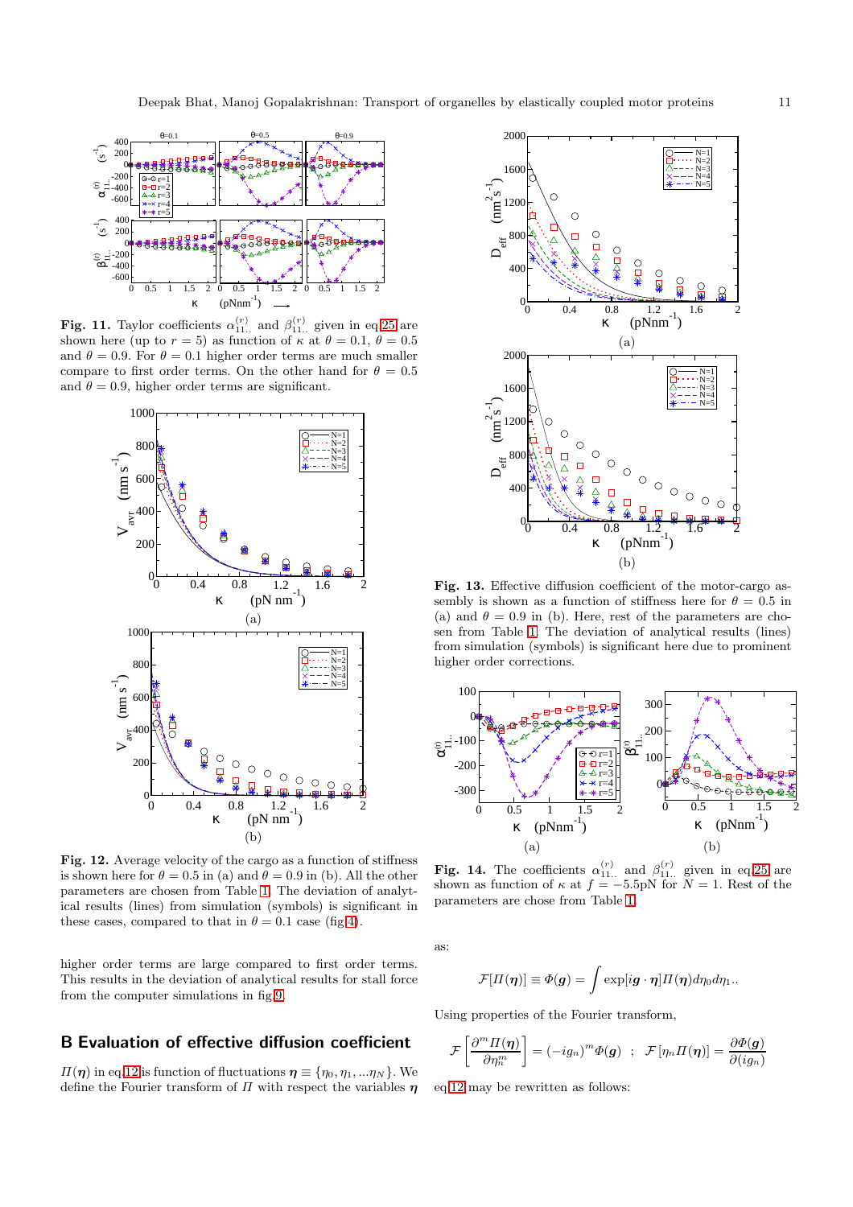**Fig. 11.** Taylor coefficients $\alpha^{\langle r\rangle}_{11..}$ and $\beta^{\langle r\rangle}_{11..}$ given in eq.25 are shown here (up to $r = 5$) as function of $\kappa$ at $\theta = 0.1$, $\theta = 0.5$ and $\theta = 0.9$. For $\theta = 0.1$ higher order terms are much smaller compare to first order terms. On the other hand for $\theta = 0.5$ and $\theta = 0.9$, higher order terms are significant.

**Fig. 12.** Average velocity of the cargo as a function of stiffness is shown here for $\theta = 0.5$ in (a) and $\theta = 0.9$ in (b). All the other parameters are chosen from Table 1. The deviation of analytical results (lines) from simulation (symbols) is significant in these cases, compared to that in $\theta = 0.1$ case (fig.4).

higher order terms are large compared to first order terms. This results in the deviation of analytical results for stall force from the computer simulations in fig.9.

## B Evaluation of effective diffusion coefficient

$\Pi(\boldsymbol{\eta})$ in eq.12 is function of fluctuations $\boldsymbol{\eta} \equiv \{\eta_0, \eta_1, ...\eta_N\}$. We define the Fourier transform of $\Pi$ with respect the variables $\boldsymbol{\eta}$ as:

$$\mathcal{F}[\Pi(\boldsymbol{\eta})] \equiv \Phi(\boldsymbol{g}) = \int \exp[i\boldsymbol{g}\cdot\boldsymbol{\eta}]\Pi(\boldsymbol{\eta})d\eta_0 d\eta_{1..}$$

Using properties of the Fourier transform,

$$\mathcal{F}\left[\frac{\partial^m \Pi(\boldsymbol{\eta})}{\partial \eta_n^m}\right] = (-ig_n)^m \Phi(\boldsymbol{g}) \quad ; \quad \mathcal{F}\left[\eta_n \Pi(\boldsymbol{\eta})\right] = \frac{\partial \Phi(\boldsymbol{g})}{\partial (ig_n)}$$

eq.12 may be rewritten as follows:

**Fig. 13.** Effective diffusion coefficient of the motor-cargo assembly is shown as a function of stiffness here for $\theta = 0.5$ in (a) and $\theta = 0.9$ in (b). Here, rest of the parameters are chosen from Table 1. The deviation of analytical results (lines) from simulation (symbols) is significant here due to prominent higher order corrections.

**Fig. 14.** The coefficients $\alpha^{\langle r\rangle}_{11..}$ and $\beta^{\langle r\rangle}_{11..}$ given in eq.25 are shown as function of $\kappa$ at $f = -5.5$pN for $N = 1$. Rest of the parameters are chose from Table 1.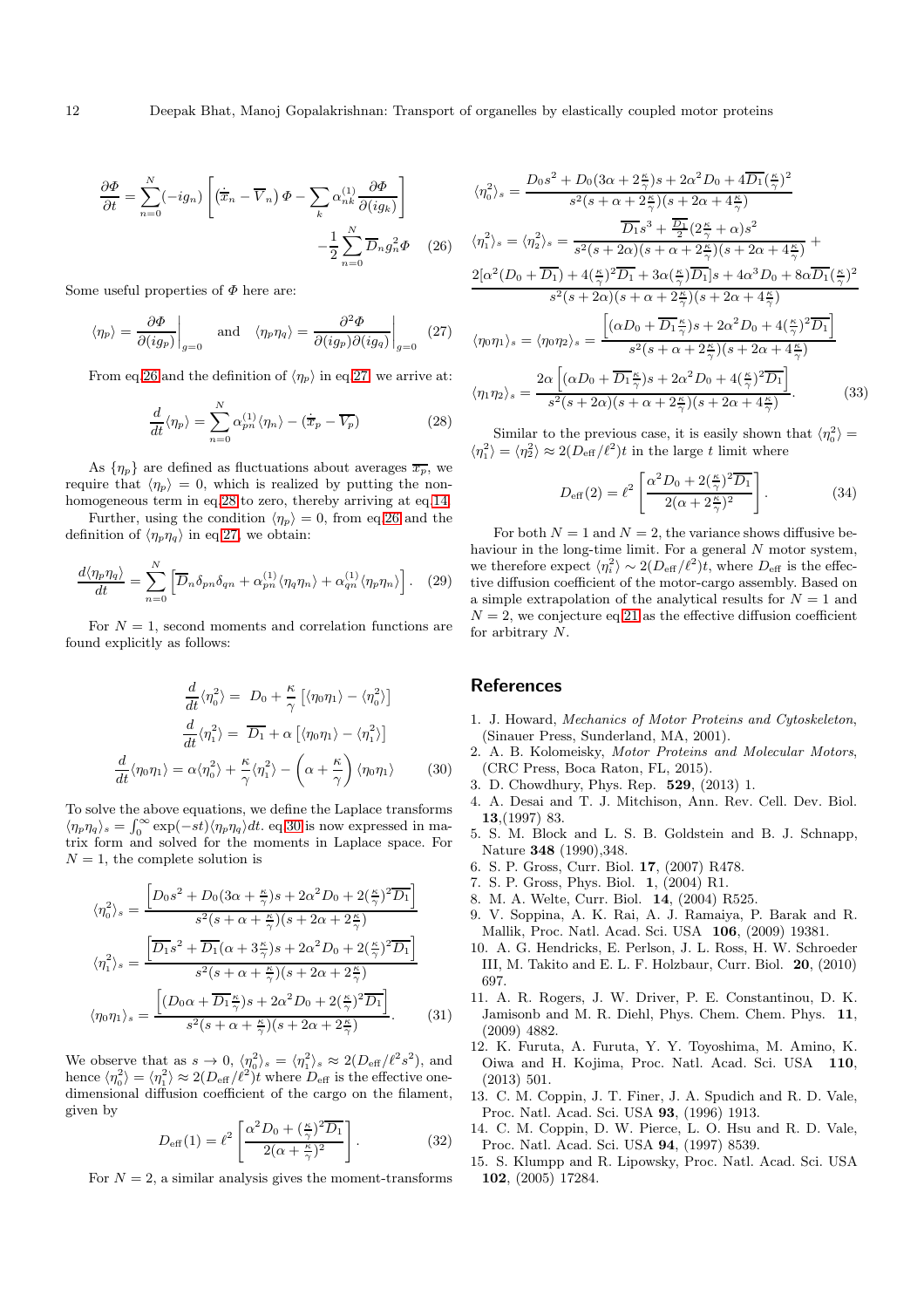$$\frac{\partial \Phi}{\partial t} = \sum_{n=0}^{N} (-ig_n)\left[(\dot{\overline{x}}_n - \overline{V}_n)\,\Phi - \sum_k \alpha_{nk}^{(1)} \frac{\partial \Phi}{\partial (ig_k)}\right] - \frac{1}{2}\sum_{n=0}^{N} \overline{D}_n g_n^2 \Phi \quad (26)$$

Some useful properties of $\Phi$ here are:

$$\langle \eta_p \rangle = \left.\frac{\partial \Phi}{\partial (ig_p)}\right|_{g=0} \quad \text{and} \quad \langle \eta_p \eta_q \rangle = \left.\frac{\partial^2 \Phi}{\partial (ig_p)\partial (ig_q)}\right|_{g=0} \quad (27)$$

From eq.26 and the definition of $\langle \eta_p \rangle$ in eq.27, we arrive at:

$$\frac{d}{dt}\langle \eta_p \rangle = \sum_{n=0}^{N} \alpha_{pn}^{(1)} \langle \eta_n \rangle - (\dot{\overline{x}}_p - \overline{V_p}) \quad (28)$$

As $\{\eta_p\}$ are defined as fluctuations about averages $\overline{x_p}$, we require that $\langle \eta_p \rangle = 0$, which is realized by putting the non-homogeneous term in eq.28 to zero, thereby arriving at eq.14.

Further, using the condition $\langle \eta_p \rangle = 0$, from eq.26 and the definition of $\langle \eta_p \eta_q \rangle$ in eq.27, we obtain:

$$\frac{d\langle \eta_p \eta_q \rangle}{dt} = \sum_{n=0}^{N}\left[\overline{D}_n \delta_{pn}\delta_{qn} + \alpha_{pn}^{(1)}\langle \eta_q \eta_n \rangle + \alpha_{qn}^{(1)}\langle \eta_p \eta_n \rangle\right]. \quad (29)$$

For $N = 1$, second moments and correlation functions are found explicitly as follows:

$$\begin{aligned}
\frac{d}{dt}\langle \eta_0^2 \rangle &= D_0 + \frac{\kappa}{\gamma}\left[\langle \eta_0 \eta_1 \rangle - \langle \eta_0^2 \rangle\right] \\
\frac{d}{dt}\langle \eta_1^2 \rangle &= \overline{D_1} + \alpha\left[\langle \eta_0 \eta_1 \rangle - \langle \eta_1^2 \rangle\right] \\
\frac{d}{dt}\langle \eta_0 \eta_1 \rangle &= \alpha \langle \eta_0^2 \rangle + \frac{\kappa}{\gamma}\langle \eta_1^2 \rangle - \left(\alpha + \frac{\kappa}{\gamma}\right)\langle \eta_0 \eta_1 \rangle
\end{aligned} \quad (30)$$

To solve the above equations, we define the Laplace transforms $\langle \eta_p \eta_q \rangle_s = \int_0^\infty \exp(-st)\langle \eta_p \eta_q \rangle dt$. eq.30 is now expressed in matrix form and solved for the moments in Laplace space. For $N = 1$, the complete solution is

$$\begin{aligned}
\langle \eta_0^2 \rangle_s &= \frac{\left[D_0 s^2 + D_0(3\alpha + \frac{\kappa}{\gamma})s + 2\alpha^2 D_0 + 2(\frac{\kappa}{\gamma})^2 \overline{D_1}\right]}{s^2(s + \alpha + \frac{\kappa}{\gamma})(s + 2\alpha + 2\frac{\kappa}{\gamma})} \\
\langle \eta_1^2 \rangle_s &= \frac{\left[\overline{D_1} s^2 + \overline{D_1}(\alpha + 3\frac{\kappa}{\gamma})s + 2\alpha^2 D_0 + 2(\frac{\kappa}{\gamma})^2 \overline{D_1}\right]}{s^2(s + \alpha + \frac{\kappa}{\gamma})(s + 2\alpha + 2\frac{\kappa}{\gamma})} \\
\langle \eta_0 \eta_1 \rangle_s &= \frac{\left[(D_0 \alpha + \overline{D_1}\frac{\kappa}{\gamma})s + 2\alpha^2 D_0 + 2(\frac{\kappa}{\gamma})^2 \overline{D_1}\right]}{s^2(s + \alpha + \frac{\kappa}{\gamma})(s + 2\alpha + 2\frac{\kappa}{\gamma})}.
\end{aligned} \quad (31)$$

We observe that as $s \to 0$, $\langle \eta_0^2 \rangle_s = \langle \eta_1^2 \rangle_s \approx 2(D_{\text{eff}}/\ell^2 s^2)$, and hence $\langle \eta_0^2 \rangle = \langle \eta_1^2 \rangle \approx 2(D_{\text{eff}}/\ell^2)t$ where $D_{\text{eff}}$ is the effective one-dimensional diffusion coefficient of the cargo on the filament, given by

$$D_{\text{eff}}(1) = \ell^2 \left[\frac{\alpha^2 D_0 + (\frac{\kappa}{\gamma})^2 \overline{D_1}}{2(\alpha + \frac{\kappa}{\gamma})^2}\right]. \quad (32)$$

For $N = 2$, a similar analysis gives the moment-transforms

$$\begin{aligned}
\langle \eta_0^2 \rangle_s &= \frac{D_0 s^2 + D_0(3\alpha + 2\frac{\kappa}{\gamma})s + 2\alpha^2 D_0 + 4\overline{D_1}(\frac{\kappa}{\gamma})^2}{s^2(s + \alpha + 2\frac{\kappa}{\gamma})(s + 2\alpha + 4\frac{\kappa}{\gamma})} \\
\langle \eta_1^2 \rangle_s = \langle \eta_2^2 \rangle_s &= \frac{\overline{D_1}s^3 + \frac{\overline{D_1}}{2}(2\frac{\kappa}{\gamma} + \alpha)s^2}{s^2(s + 2\alpha)(s + \alpha + 2\frac{\kappa}{\gamma})(s + 2\alpha + 4\frac{\kappa}{\gamma})} + \\
&\quad \frac{2[\alpha^2(D_0 + \overline{D_1}) + 4(\frac{\kappa}{\gamma})^2 \overline{D_1} + 3\alpha(\frac{\kappa}{\gamma})\overline{D_1}]s + 4\alpha^3 D_0 + 8\alpha\overline{D_1}(\frac{\kappa}{\gamma})^2}{s^2(s + 2\alpha)(s + \alpha + 2\frac{\kappa}{\gamma})(s + 2\alpha + 4\frac{\kappa}{\gamma})} \\
\langle \eta_0 \eta_1 \rangle_s = \langle \eta_0 \eta_2 \rangle_s &= \frac{\left[(\alpha D_0 + \overline{D_1}\frac{\kappa}{\gamma})s + 2\alpha^2 D_0 + 4(\frac{\kappa}{\gamma})^2 \overline{D_1}\right]}{s^2(s + \alpha + 2\frac{\kappa}{\gamma})(s + 2\alpha + 4\frac{\kappa}{\gamma})} \\
\langle \eta_1 \eta_2 \rangle_s &= \frac{2\alpha\left[(\alpha D_0 + \overline{D_1}\frac{\kappa}{\gamma})s + 2\alpha^2 D_0 + 4(\frac{\kappa}{\gamma})^2 \overline{D_1}\right]}{s^2(s + 2\alpha)(s + \alpha + 2\frac{\kappa}{\gamma})(s + 2\alpha + 4\frac{\kappa}{\gamma})}.
\end{aligned} \quad (33)$$

Similar to the previous case, it is easily shown that $\langle \eta_0^2 \rangle = \langle \eta_1^2 \rangle = \langle \eta_2^2 \rangle \approx 2(D_{\text{eff}}/\ell^2)t$ in the large $t$ limit where

$$D_{\text{eff}}(2) = \ell^2 \left[\frac{\alpha^2 D_0 + 2(\frac{\kappa}{\gamma})^2 \overline{D_1}}{2(\alpha + 2\frac{\kappa}{\gamma})^2}\right]. \quad (34)$$

For both $N = 1$ and $N = 2$, the variance shows diffusive behaviour in the long-time limit. For a general $N$ motor system, we therefore expect $\langle \eta_i^2 \rangle \sim 2(D_{\text{eff}}/\ell^2)t$, where $D_{\text{eff}}$ is the effective diffusion coefficient of the motor-cargo assembly. Based on a simple extrapolation of the analytical results for $N = 1$ and $N = 2$, we conjecture eq.21 as the effective diffusion coefficient for arbitrary $N$.

## References

1. J. Howard, *Mechanics of Motor Proteins and Cytoskeleton*, (Sinauer Press, Sunderland, MA, 2001).
2. A. B. Kolomeisky, *Motor Proteins and Molecular Motors*, (CRC Press, Boca Raton, FL, 2015).
3. D. Chowdhury, Phys. Rep. **529**, (2013) 1.
4. A. Desai and T. J. Mitchison, Ann. Rev. Cell. Dev. Biol. **13**,(1997) 83.
5. S. M. Block and L. S. B. Goldstein and B. J. Schnapp, Nature **348** (1990),348.
6. S. P. Gross, Curr. Biol. **17**, (2007) R478.
7. S. P. Gross, Phys. Biol. **1**, (2004) R1.
8. M. A. Welte, Curr. Biol. **14**, (2004) R525.
9. V. Soppina, A. K. Rai, A. J. Ramaiya, P. Barak and R. Mallik, Proc. Natl. Acad. Sci. USA **106**, (2009) 19381.
10. A. G. Hendricks, E. Perlson, J. L. Ross, H. W. Schroeder III, M. Takito and E. L. F. Holzbaur, Curr. Biol. **20**, (2010) 697.
11. A. R. Rogers, J. W. Driver, P. E. Constantinou, D. K. Jamisonb and M. R. Diehl, Phys. Chem. Chem. Phys. **11**, (2009) 4882.
12. K. Furuta, A. Furuta, Y. Y. Toyoshima, M. Amino, K. Oiwa and H. Kojima, Proc. Natl. Acad. Sci. USA **110**, (2013) 501.
13. C. M. Coppin, J. T. Finer, J. A. Spudich and R. D. Vale, Proc. Natl. Acad. Sci. USA **93**, (1996) 1913.
14. C. M. Coppin, D. W. Pierce, L. O. Hsu and R. D. Vale, Proc. Natl. Acad. Sci. USA **94**, (1997) 8539.
15. S. Klumpp and R. Lipowsky, Proc. Natl. Acad. Sci. USA **102**, (2005) 17284.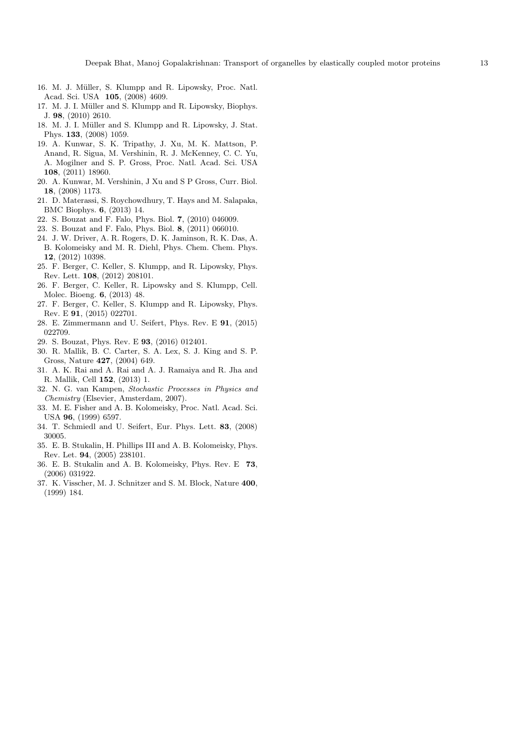16. M. J. Müller, S. Klumpp and R. Lipowsky, Proc. Natl. Acad. Sci. USA **105**, (2008) 4609.
17. M. J. I. Müller and S. Klumpp and R. Lipowsky, Biophys. J. **98**, (2010) 2610.
18. M. J. I. Müller and S. Klumpp and R. Lipowsky, J. Stat. Phys. **133**, (2008) 1059.
19. A. Kunwar, S. K. Tripathy, J. Xu, M. K. Mattson, P. Anand, R. Sigua, M. Vershinin, R. J. McKenney, C. C. Yu, A. Mogilner and S. P. Gross, Proc. Natl. Acad. Sci. USA **108**, (2011) 18960.
20. A. Kunwar, M. Vershinin, J Xu and S P Gross, Curr. Biol. **18**, (2008) 1173.
21. D. Materassi, S. Roychowdhury, T. Hays and M. Salapaka, BMC Biophys. **6**, (2013) 14.
22. S. Bouzat and F. Falo, Phys. Biol. **7**, (2010) 046009.
23. S. Bouzat and F. Falo, Phys. Biol. **8**, (2011) 066010.
24. J. W. Driver, A. R. Rogers, D. K. Jaminson, R. K. Das, A. B. Kolomeisky and M. R. Diehl, Phys. Chem. Chem. Phys. **12**, (2012) 10398.
25. F. Berger, C. Keller, S. Klumpp, and R. Lipowsky, Phys. Rev. Lett. **108**, (2012) 208101.
26. F. Berger, C. Keller, R. Lipowsky and S. Klumpp, Cell. Molec. Bioeng. **6**, (2013) 48.
27. F. Berger, C. Keller, S. Klumpp and R. Lipowsky, Phys. Rev. E **91**, (2015) 022701.
28. E. Zimmermann and U. Seifert, Phys. Rev. E **91**, (2015) 022709.
29. S. Bouzat, Phys. Rev. E **93**, (2016) 012401.
30. R. Mallik, B. C. Carter, S. A. Lex, S. J. King and S. P. Gross, Nature **427**, (2004) 649.
31. A. K. Rai and A. Rai and A. J. Ramaiya and R. Jha and R. Mallik, Cell **152**, (2013) 1.
32. N. G. van Kampen, *Stochastic Processes in Physics and Chemistry* (Elsevier, Amsterdam, 2007).
33. M. E. Fisher and A. B. Kolomeisky, Proc. Natl. Acad. Sci. USA **96**, (1999) 6597.
34. T. Schmiedl and U. Seifert, Eur. Phys. Lett. **83**, (2008) 30005.
35. E. B. Stukalin, H. Phillips III and A. B. Kolomeisky, Phys. Rev. Let. **94**, (2005) 238101.
36. E. B. Stukalin and A. B. Kolomeisky, Phys. Rev. E **73**, (2006) 031922.
37. K. Visscher, M. J. Schnitzer and S. M. Block, Nature **400**, (1999) 184.